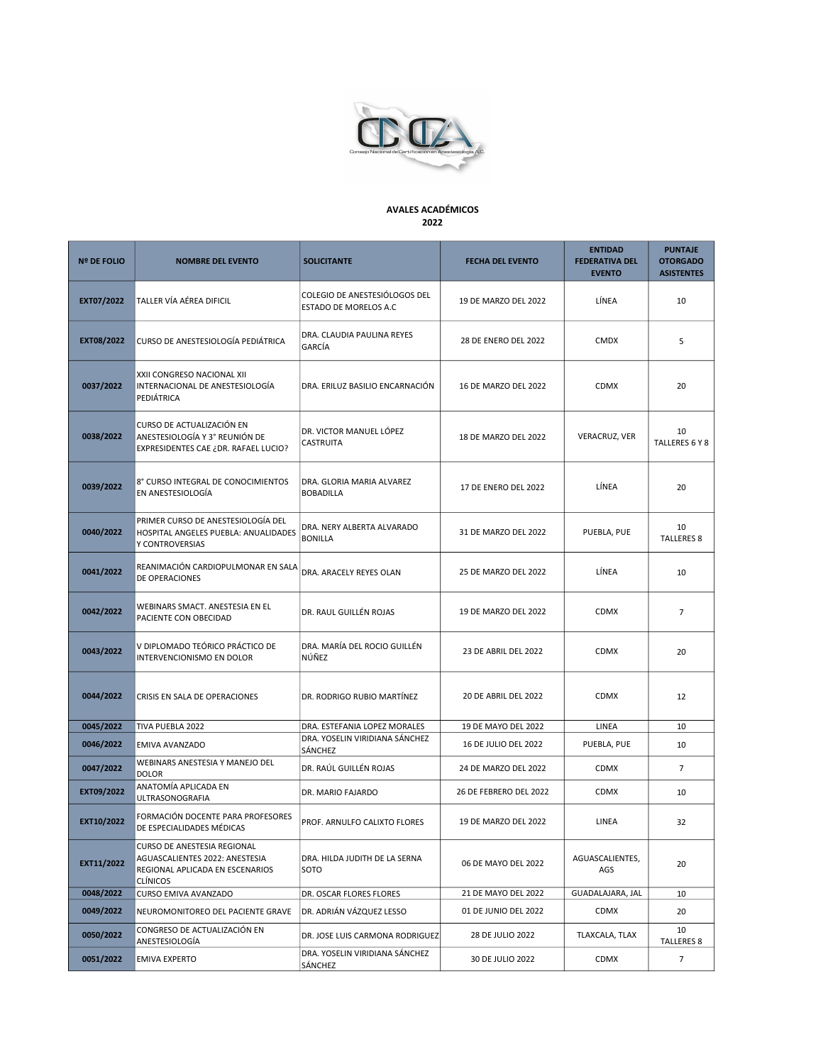Consejo Nacional de Certificación en Anestesiología A.C.

**AVALES ACADÉMICOS**
**2022**

| Nº DE FOLIO | NOMBRE DEL EVENTO | SOLICITANTE | FECHA DEL EVENTO | ENTIDAD FEDERATIVA DEL EVENTO | PUNTAJE OTORGADO ASISTENTES |
|---|---|---|---|---|---|
| EXT07/2022 | TALLER VÍA AÉREA DIFICIL | COLEGIO DE ANESTESIÓLOGOS DEL ESTADO DE MORELOS A.C | 19 DE MARZO DEL 2022 | LÍNEA | 10 |
| EXT08/2022 | CURSO DE ANESTESIOLOGÍA PEDIÁTRICA | DRA. CLAUDIA PAULINA REYES GARCÍA | 28 DE ENERO DEL 2022 | CMDX | 5 |
| 0037/2022 | XXII CONGRESO NACIONAL XII INTERNACIONAL DE ANESTESIOLOGÍA PEDIÁTRICA | DRA. ERILUZ BASILIO ENCARNACIÓN | 16 DE MARZO DEL 2022 | CDMX | 20 |
| 0038/2022 | CURSO DE ACTUALIZACIÓN EN ANESTESIOLOGÍA Y 3° REUNIÓN DE EXPRESIDENTES CAE ¿DR. RAFAEL LUCIO? | DR. VICTOR MANUEL LÓPEZ CASTRUITA | 18 DE MARZO DEL 2022 | VERACRUZ, VER | 10 TALLERES 6 Y 8 |
| 0039/2022 | 8° CURSO INTEGRAL DE CONOCIMIENTOS EN ANESTESIOLOGÍA | DRA. GLORIA MARIA ALVAREZ BOBADILLA | 17 DE ENERO DEL 2022 | LÍNEA | 20 |
| 0040/2022 | PRIMER CURSO DE ANESTESIOLOGÍA DEL HOSPITAL ANGELES PUEBLA: ANUALIDADES Y CONTROVERSIAS | DRA. NERY ALBERTA ALVARADO BONILLA | 31 DE MARZO DEL 2022 | PUEBLA, PUE | 10 TALLERES 8 |
| 0041/2022 | REANIMACIÓN CARDIOPULMONAR EN SALA DE OPERACIONES | DRA. ARACELY REYES OLAN | 25 DE MARZO DEL 2022 | LÍNEA | 10 |
| 0042/2022 | WEBINARS SMACT. ANESTESIA EN EL PACIENTE CON OBECIDAD | DR. RAUL GUILLÉN ROJAS | 19 DE MARZO DEL 2022 | CDMX | 7 |
| 0043/2022 | V DIPLOMADO TEÓRICO PRÁCTICO DE INTERVENCIONISMO EN DOLOR | DRA. MARÍA DEL ROCIO GUILLÉN NÚÑEZ | 23 DE ABRIL DEL 2022 | CDMX | 20 |
| 0044/2022 | CRISIS EN SALA DE OPERACIONES | DR. RODRIGO RUBIO MARTÍNEZ | 20 DE ABRIL DEL 2022 | CDMX | 12 |
| 0045/2022 | TIVA PUEBLA 2022 | DRA. ESTEFANIA LOPEZ MORALES | 19 DE MAYO DEL 2022 | LINEA | 10 |
| 0046/2022 | EMIVA AVANZADO | DRA. YOSELIN VIRIDIANA SÁNCHEZ SÁNCHEZ | 16 DE JULIO DEL 2022 | PUEBLA, PUE | 10 |
| 0047/2022 | WEBINARS ANESTESIA Y MANEJO DEL DOLOR | DR. RAÚL GUILLÉN ROJAS | 24 DE MARZO DEL 2022 | CDMX | 7 |
| EXT09/2022 | ANATOMÍA APLICADA EN ULTRASONOGRAFIA | DR. MARIO FAJARDO | 26 DE FEBRERO DEL 2022 | CDMX | 10 |
| EXT10/2022 | FORMACIÓN DOCENTE PARA PROFESORES DE ESPECIALIDADES MÉDICAS | PROF. ARNULFO CALIXTO FLORES | 19 DE MARZO DEL 2022 | LINEA | 32 |
| EXT11/2022 | CURSO DE ANESTESIA REGIONAL AGUASCALIENTES 2022: ANESTESIA REGIONAL APLICADA EN ESCENARIOS CLÍNICOS | DRA. HILDA JUDITH DE LA SERNA SOTO | 06 DE MAYO DEL 2022 | AGUASCALIENTES, AGS | 20 |
| 0048/2022 | CURSO EMIVA AVANZADO | DR. OSCAR FLORES FLORES | 21 DE MAYO DEL 2022 | GUADALAJARA, JAL | 10 |
| 0049/2022 | NEUROMONITOREO DEL PACIENTE GRAVE | DR. ADRIÁN VÁZQUEZ LESSO | 01 DE JUNIO DEL 2022 | CDMX | 20 |
| 0050/2022 | CONGRESO DE ACTUALIZACIÓN EN ANESTESIOLOGÍA | DR. JOSE LUIS CARMONA RODRIGUEZ | 28 DE JULIO 2022 | TLAXCALA, TLAX | 10 TALLERES 8 |
| 0051/2022 | EMIVA EXPERTO | DRA. YOSELIN VIRIDIANA SÁNCHEZ SÁNCHEZ | 30 DE JULIO 2022 | CDMX | 7 |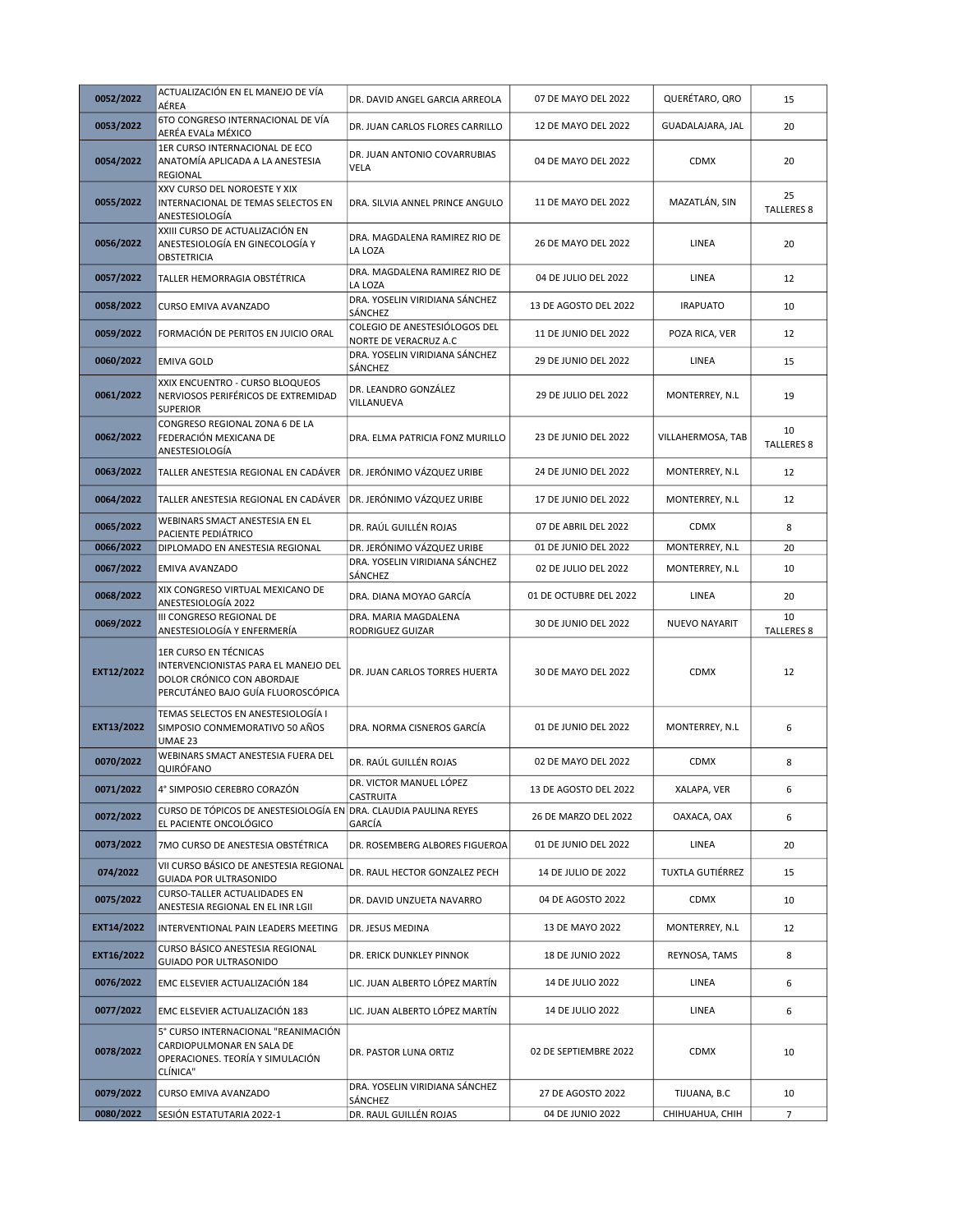| | | | | | |
|---|---|---|---|---|---|
| 0052/2022 | ACTUALIZACIÓN EN EL MANEJO DE VÍA AÉREA | DR. DAVID ANGEL GARCIA ARREOLA | 07 DE MAYO DEL 2022 | QUERÉTARO, QRO | 15 |
| 0053/2022 | 6TO CONGRESO INTERNACIONAL DE VÍA AERÉA EVALa MÉXICO | DR. JUAN CARLOS FLORES CARRILLO | 12 DE MAYO DEL 2022 | GUADALAJARA, JAL | 20 |
| 0054/2022 | 1ER CURSO INTERNACIONAL DE ECO ANATOMÍA APLICADA A LA ANESTESIA REGIONAL | DR. JUAN ANTONIO COVARRUBIAS VELA | 04 DE MAYO DEL 2022 | CDMX | 20 |
| 0055/2022 | XXV CURSO DEL NOROESTE Y XIX INTERNACIONAL DE TEMAS SELECTOS EN ANESTESIOLOGÍA | DRA. SILVIA ANNEL PRINCE ANGULO | 11 DE MAYO DEL 2022 | MAZATLÁN, SIN | 25 TALLERES 8 |
| 0056/2022 | XXIII CURSO DE ACTUALIZACIÓN EN ANESTESIOLOGÍA EN GINECOLOGÍA Y OBSTETRICIA | DRA. MAGDALENA RAMIREZ RIO DE LA LOZA | 26 DE MAYO DEL 2022 | LINEA | 20 |
| 0057/2022 | TALLER HEMORRAGIA OBSTÉTRICA | DRA. MAGDALENA RAMIREZ RIO DE LA LOZA | 04 DE JULIO DEL 2022 | LINEA | 12 |
| 0058/2022 | CURSO EMIVA AVANZADO | DRA. YOSELIN VIRIDIANA SÁNCHEZ SÁNCHEZ | 13 DE AGOSTO DEL 2022 | IRAPUATO | 10 |
| 0059/2022 | FORMACIÓN DE PERITOS EN JUICIO ORAL | COLEGIO DE ANESTESIÓLOGOS DEL NORTE DE VERACRUZ A.C | 11 DE JUNIO DEL 2022 | POZA RICA, VER | 12 |
| 0060/2022 | EMIVA GOLD | DRA. YOSELIN VIRIDIANA SÁNCHEZ SÁNCHEZ | 29 DE JUNIO DEL 2022 | LINEA | 15 |
| 0061/2022 | XXIX ENCUENTRO - CURSO BLOQUEOS NERVIOSOS PERIFÉRICOS DE EXTREMIDAD SUPERIOR | DR. LEANDRO GONZÁLEZ VILLANUEVA | 29 DE JULIO DEL 2022 | MONTERREY, N.L | 19 |
| 0062/2022 | CONGRESO REGIONAL ZONA 6 DE LA FEDERACIÓN MEXICANA DE ANESTESIOLOGÍA | DRA. ELMA PATRICIA FONZ MURILLO | 23 DE JUNIO DEL 2022 | VILLAHERMOSA, TAB | 10 TALLERES 8 |
| 0063/2022 | TALLER ANESTESIA REGIONAL EN CADÁVER | DR. JERÓNIMO VÁZQUEZ URIBE | 24 DE JUNIO DEL 2022 | MONTERREY, N.L | 12 |
| 0064/2022 | TALLER ANESTESIA REGIONAL EN CADÁVER | DR. JERÓNIMO VÁZQUEZ URIBE | 17 DE JUNIO DEL 2022 | MONTERREY, N.L | 12 |
| 0065/2022 | WEBINARS SMACT ANESTESIA EN EL PACIENTE PEDIÁTRICO | DR. RAÚL GUILLÉN ROJAS | 07 DE ABRIL DEL 2022 | CDMX | 8 |
| 0066/2022 | DIPLOMADO EN ANESTESIA REGIONAL | DR. JERÓNIMO VÁZQUEZ URIBE | 01 DE JUNIO DEL 2022 | MONTERREY, N.L | 20 |
| 0067/2022 | EMIVA AVANZADO | DRA. YOSELIN VIRIDIANA SÁNCHEZ SÁNCHEZ | 02 DE JULIO DEL 2022 | MONTERREY, N.L | 10 |
| 0068/2022 | XIX CONGRESO VIRTUAL MEXICANO DE ANESTESIOLOGÍA 2022 | DRA. DIANA MOYAO GARCÍA | 01 DE OCTUBRE DEL 2022 | LINEA | 20 |
| 0069/2022 | III CONGRESO REGIONAL DE ANESTESIOLOGÍA Y ENFERMERÍA | DRA. MARIA MAGDALENA RODRIGUEZ GUIZAR | 30 DE JUNIO DEL 2022 | NUEVO NAYARIT | 10 TALLERES 8 |
| EXT12/2022 | 1ER CURSO EN TÉCNICAS INTERVENCIONISTAS PARA EL MANEJO DEL DOLOR CRÓNICO CON ABORDAJE PERCUTÁNEO BAJO GUÍA FLUOROSCÓPICA | DR. JUAN CARLOS TORRES HUERTA | 30 DE MAYO DEL 2022 | CDMX | 12 |
| EXT13/2022 | TEMAS SELECTOS EN ANESTESIOLOGÍA I SIMPOSIO CONMEMORATIVO 50 AÑOS UMAE 23 | DRA. NORMA CISNEROS GARCÍA | 01 DE JUNIO DEL 2022 | MONTERREY, N.L | 6 |
| 0070/2022 | WEBINARS SMACT ANESTESIA FUERA DEL QUIRÓFANO | DR. RAÚL GUILLÉN ROJAS | 02 DE MAYO DEL 2022 | CDMX | 8 |
| 0071/2022 | 4° SIMPOSIO CEREBRO CORAZÓN | DR. VICTOR MANUEL LÓPEZ CASTRUITA | 13 DE AGOSTO DEL 2022 | XALAPA, VER | 6 |
| 0072/2022 | CURSO DE TÓPICOS DE ANESTESIOLOGÍA EN EL PACIENTE ONCOLÓGICO | DRA. CLAUDIA PAULINA REYES GARCÍA | 26 DE MARZO DEL 2022 | OAXACA, OAX | 6 |
| 0073/2022 | 7MO CURSO DE ANESTESIA OBSTÉTRICA | DR. ROSEMBERG ALBORES FIGUEROA | 01 DE JUNIO DEL 2022 | LINEA | 20 |
| 074/2022 | VII CURSO BÁSICO DE ANESTESIA REGIONAL GUIADA POR ULTRASONIDO | DR. RAUL HECTOR GONZALEZ PECH | 14 DE JULIO DE 2022 | TUXTLA GUTIÉRREZ | 15 |
| 0075/2022 | CURSO-TALLER ACTUALIDADES EN ANESTESIA REGIONAL EN EL INR LGII | DR. DAVID UNZUETA NAVARRO | 04 DE AGOSTO 2022 | CDMX | 10 |
| EXT14/2022 | INTERVENTIONAL PAIN LEADERS MEETING | DR. JESUS MEDINA | 13 DE MAYO 2022 | MONTERREY, N.L | 12 |
| EXT16/2022 | CURSO BÁSICO ANESTESIA REGIONAL GUIADO POR ULTRASONIDO | DR. ERICK DUNKLEY PINNOK | 18 DE JUNIO 2022 | REYNOSA, TAMS | 8 |
| 0076/2022 | EMC ELSEVIER ACTUALIZACIÓN 184 | LIC. JUAN ALBERTO LÓPEZ MARTÍN | 14 DE JULIO 2022 | LINEA | 6 |
| 0077/2022 | EMC ELSEVIER ACTUALIZACIÓN 183 | LIC. JUAN ALBERTO LÓPEZ MARTÍN | 14 DE JULIO 2022 | LINEA | 6 |
| 0078/2022 | 5° CURSO INTERNACIONAL "REANIMACIÓN CARDIOPULMONAR EN SALA DE OPERACIONES. TEORÍA Y SIMULACIÓN CLÍNICA" | DR. PASTOR LUNA ORTIZ | 02 DE SEPTIEMBRE 2022 | CDMX | 10 |
| 0079/2022 | CURSO EMIVA AVANZADO | DRA. YOSELIN VIRIDIANA SÁNCHEZ SÁNCHEZ | 27 DE AGOSTO 2022 | TIJUANA, B.C | 10 |
| 0080/2022 | SESIÓN ESTATUTARIA 2022-1 | DR. RAUL GUILLÉN ROJAS | 04 DE JUNIO 2022 | CHIHUAHUA, CHIH | 7 |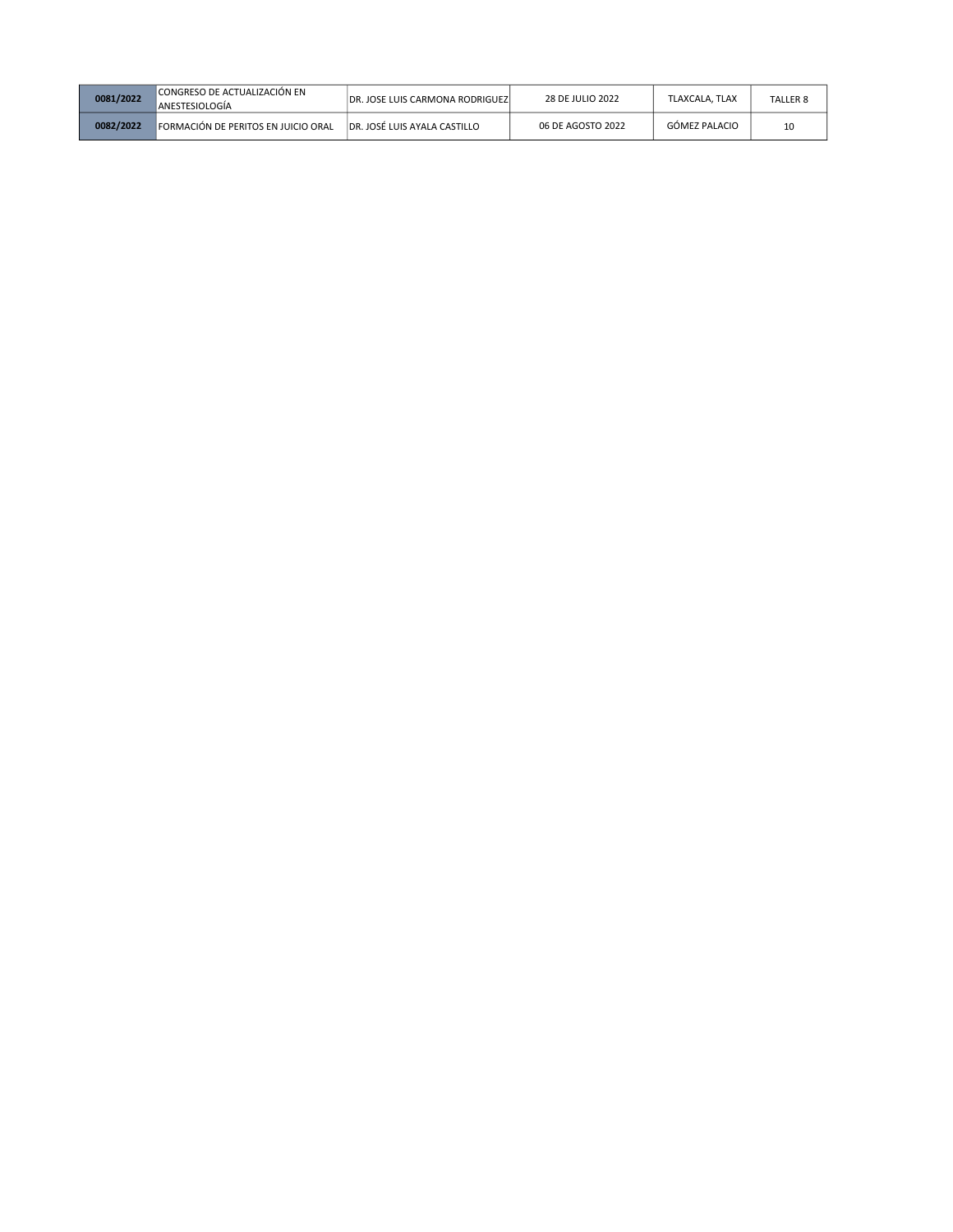| | | | | | |
|---|---|---|---|---|---|
| **0081/2022** | CONGRESO DE ACTUALIZACIÓN EN ANESTESIOLOGÍA | DR. JOSE LUIS CARMONA RODRIGUEZ | 28 DE JULIO 2022 | TLAXCALA, TLAX | TALLER 8 |
| **0082/2022** | FORMACIÓN DE PERITOS EN JUICIO ORAL | DR. JOSÉ LUIS AYALA CASTILLO | 06 DE AGOSTO 2022 | GÓMEZ PALACIO | 10 |